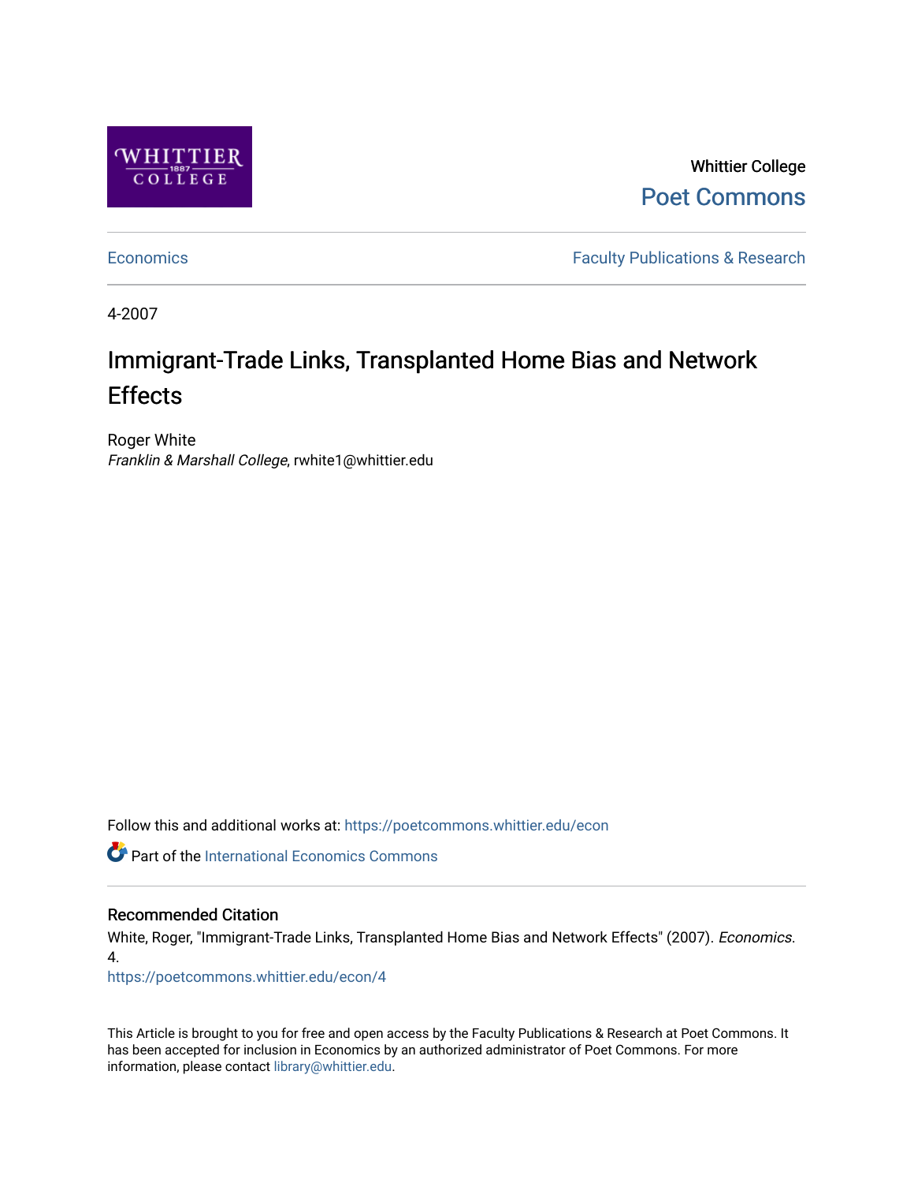Whittier College

Poet Commons

Economics

Faculty Publications & Research

4-2007

# Immigrant-Trade Links, Transplanted Home Bias and Network Effects

Roger White

*Franklin & Marshall College*, rwhite1@whittier.edu

Follow this and additional works at: https://poetcommons.whittier.edu/econ

Part of the International Economics Commons

## Recommended Citation

White, Roger, "Immigrant-Trade Links, Transplanted Home Bias and Network Effects" (2007). *Economics*. 4.

https://poetcommons.whittier.edu/econ/4

This Article is brought to you for free and open access by the Faculty Publications & Research at Poet Commons. It has been accepted for inclusion in Economics by an authorized administrator of Poet Commons. For more information, please contact library@whittier.edu.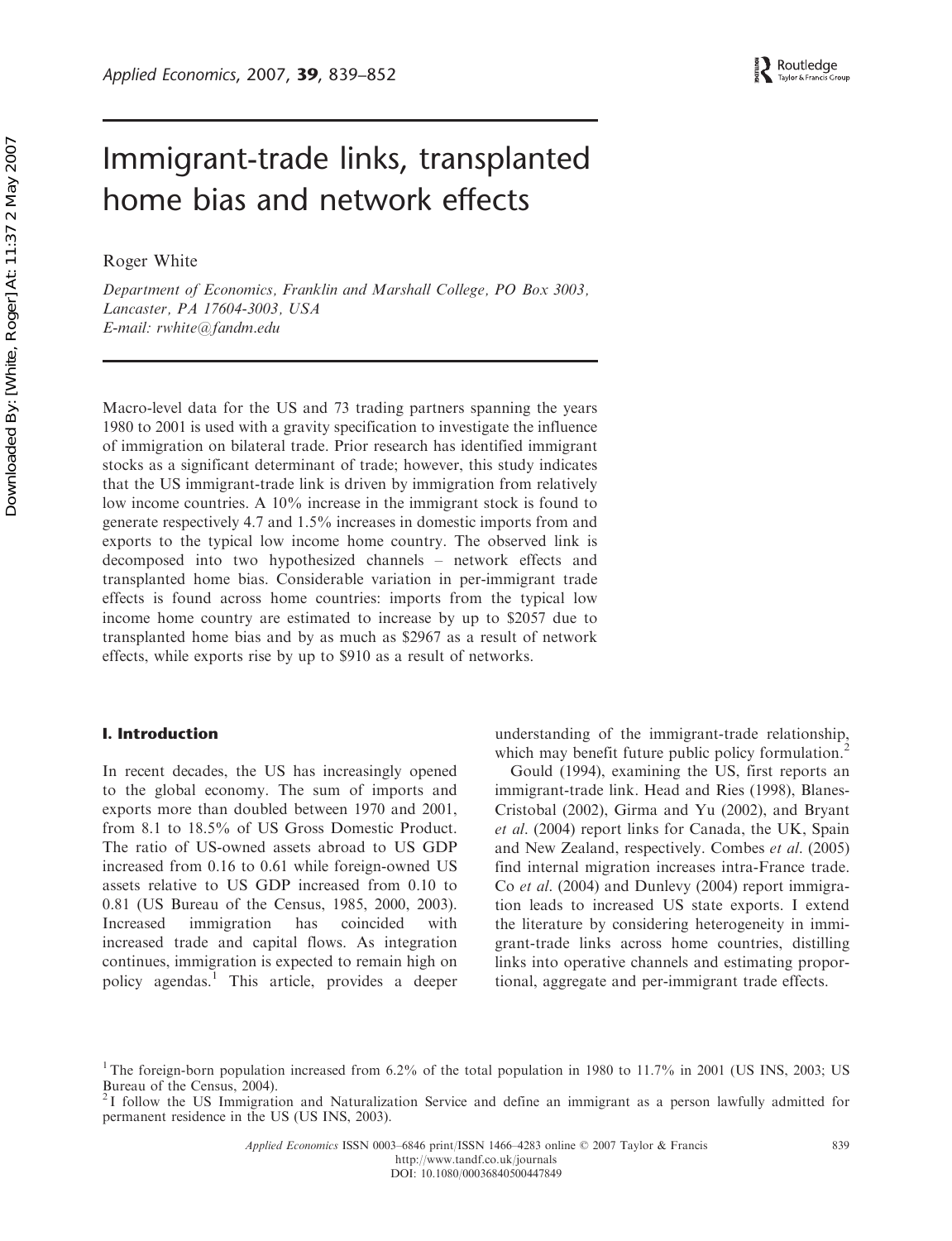# Immigrant-trade links, transplanted home bias and network effects

Roger White

*Department of Economics, Franklin and Marshall College, PO Box 3003, Lancaster, PA 17604-3003, USA*
*E-mail: rwhite@fandm.edu*

Macro-level data for the US and 73 trading partners spanning the years 1980 to 2001 is used with a gravity specification to investigate the influence of immigration on bilateral trade. Prior research has identified immigrant stocks as a significant determinant of trade; however, this study indicates that the US immigrant-trade link is driven by immigration from relatively low income countries. A 10% increase in the immigrant stock is found to generate respectively 4.7 and 1.5% increases in domestic imports from and exports to the typical low income home country. The observed link is decomposed into two hypothesized channels – network effects and transplanted home bias. Considerable variation in per-immigrant trade effects is found across home countries: imports from the typical low income home country are estimated to increase by up to \$2057 due to transplanted home bias and by as much as \$2967 as a result of network effects, while exports rise by up to \$910 as a result of networks.

## I. Introduction

In recent decades, the US has increasingly opened to the global economy. The sum of imports and exports more than doubled between 1970 and 2001, from 8.1 to 18.5% of US Gross Domestic Product. The ratio of US-owned assets abroad to US GDP increased from 0.16 to 0.61 while foreign-owned US assets relative to US GDP increased from 0.10 to 0.81 (US Bureau of the Census, 1985, 2000, 2003). Increased immigration has coincided with increased trade and capital flows. As integration continues, immigration is expected to remain high on policy agendas.[1] This article, provides a deeper understanding of the immigrant-trade relationship, which may benefit future public policy formulation.[2]

Gould (1994), examining the US, first reports an immigrant-trade link. Head and Ries (1998), Blanes-Cristobal (2002), Girma and Yu (2002), and Bryant *et al.* (2004) report links for Canada, the UK, Spain and New Zealand, respectively. Combes *et al.* (2005) find internal migration increases intra-France trade. Co *et al.* (2004) and Dunlevy (2004) report immigration leads to increased US state exports. I extend the literature by considering heterogeneity in immigrant-trade links across home countries, distilling links into operative channels and estimating proportional, aggregate and per-immigrant trade effects.

[1] The foreign-born population increased from 6.2% of the total population in 1980 to 11.7% in 2001 (US INS, 2003; US Bureau of the Census, 2004).

[2] I follow the US Immigration and Naturalization Service and define an immigrant as a person lawfully admitted for permanent residence in the US (US INS, 2003).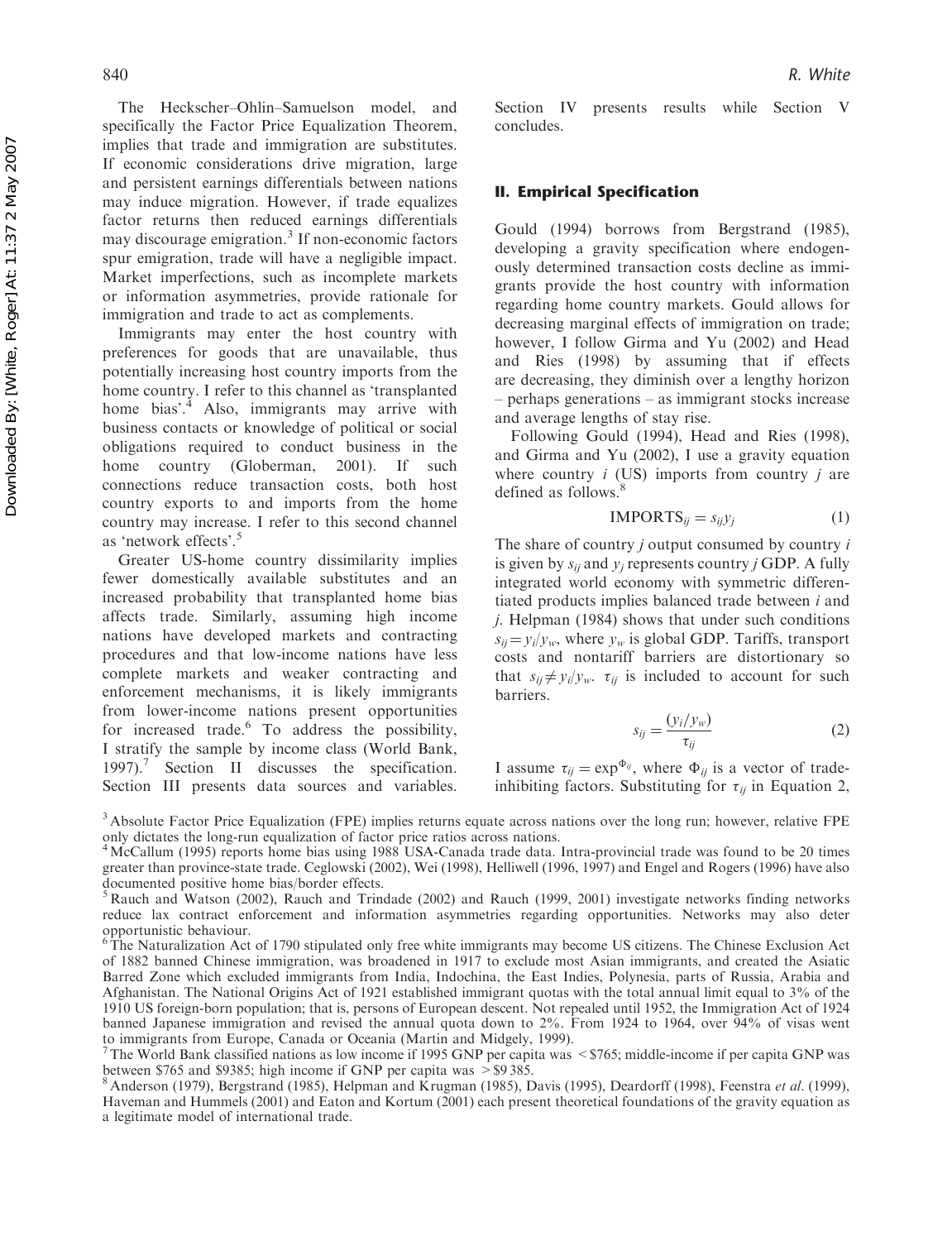The Heckscher–Ohlin–Samuelson model, and specifically the Factor Price Equalization Theorem, implies that trade and immigration are substitutes. If economic considerations drive migration, large and persistent earnings differentials between nations may induce migration. However, if trade equalizes factor returns then reduced earnings differentials may discourage emigration.[3] If non-economic factors spur emigration, trade will have a negligible impact. Market imperfections, such as incomplete markets or information asymmetries, provide rationale for immigration and trade to act as complements.

Immigrants may enter the host country with preferences for goods that are unavailable, thus potentially increasing host country imports from the home country. I refer to this channel as 'transplanted home bias'.[4] Also, immigrants may arrive with business contacts or knowledge of political or social obligations required to conduct business in the home country (Globerman, 2001). If such connections reduce transaction costs, both host country exports to and imports from the home country may increase. I refer to this second channel as 'network effects'.[5]

Greater US-home country dissimilarity implies fewer domestically available substitutes and an increased probability that transplanted home bias affects trade. Similarly, assuming high income nations have developed markets and contracting procedures and that low-income nations have less complete markets and weaker contracting and enforcement mechanisms, it is likely immigrants from lower-income nations present opportunities for increased trade.[6] To address the possibility, I stratify the sample by income class (World Bank, 1997).[7] Section II discusses the specification. Section III presents data sources and variables. Section IV presents results while Section V concludes.

## II. Empirical Specification

Gould (1994) borrows from Bergstrand (1985), developing a gravity specification where endogenously determined transaction costs decline as immigrants provide the host country with information regarding home country markets. Gould allows for decreasing marginal effects of immigration on trade; however, I follow Girma and Yu (2002) and Head and Ries (1998) by assuming that if effects are decreasing, they diminish over a lengthy horizon – perhaps generations – as immigrant stocks increase and average lengths of stay rise.

Following Gould (1994), Head and Ries (1998), and Girma and Yu (2002), I use a gravity equation where country $i$ (US) imports from country $j$ are defined as follows.[8]

$$\text{IMPORTS}_{ij} = s_{ij} y_j \tag{1}$$

The share of country $j$ output consumed by country $i$ is given by $s_{ij}$ and $y_j$ represents country $j$ GDP. A fully integrated world economy with symmetric differentiated products implies balanced trade between $i$ and $j$. Helpman (1984) shows that under such conditions $s_{ij} = y_i / y_w$, where $y_w$ is global GDP. Tariffs, transport costs and nontariff barriers are distortionary so that $s_{ij} \neq y_i / y_w$. $\tau_{ij}$ is included to account for such barriers.

$$s_{ij} = \frac{(y_i / y_w)}{\tau_{ij}} \tag{2}$$

I assume $\tau_{ij} = \exp^{\Phi_{ij}}$, where $\Phi_{ij}$ is a vector of trade-inhibiting factors. Substituting for $\tau_{ij}$ in Equation 2,

---

[3] Absolute Factor Price Equalization (FPE) implies returns equate across nations over the long run; however, relative FPE only dictates the long-run equalization of factor price ratios across nations.

[4] McCallum (1995) reports home bias using 1988 USA-Canada trade data. Intra-provincial trade was found to be 20 times greater than province-state trade. Ceglowski (2002), Wei (1998), Helliwell (1996, 1997) and Engel and Rogers (1996) have also documented positive home bias/border effects.

[5] Rauch and Watson (2002), Rauch and Trindade (2002) and Rauch (1999, 2001) investigate networks finding networks reduce lax contract enforcement and information asymmetries regarding opportunities. Networks may also deter opportunistic behaviour.

[6] The Naturalization Act of 1790 stipulated only free white immigrants may become US citizens. The Chinese Exclusion Act of 1882 banned Chinese immigration, was broadened in 1917 to exclude most Asian immigrants, and created the Asiatic Barred Zone which excluded immigrants from India, Indochina, the East Indies, Polynesia, parts of Russia, Arabia and Afghanistan. The National Origins Act of 1921 established immigrant quotas with the total annual limit equal to 3% of the 1910 US foreign-born population; that is, persons of European descent. Not repealed until 1952, the Immigration Act of 1924 banned Japanese immigration and revised the annual quota down to 2%. From 1924 to 1964, over 94% of visas went to immigrants from Europe, Canada or Oceania (Martin and Midgely, 1999).

[7] The World Bank classified nations as low income if 1995 GNP per capita was < \$765; middle-income if per capita GNP was between \$765 and \$9385; high income if GNP per capita was > \$9 385.

[8] Anderson (1979), Bergstrand (1985), Helpman and Krugman (1985), Davis (1995), Deardorff (1998), Feenstra *et al.* (1999), Haveman and Hummels (2001) and Eaton and Kortum (2001) each present theoretical foundations of the gravity equation as a legitimate model of international trade.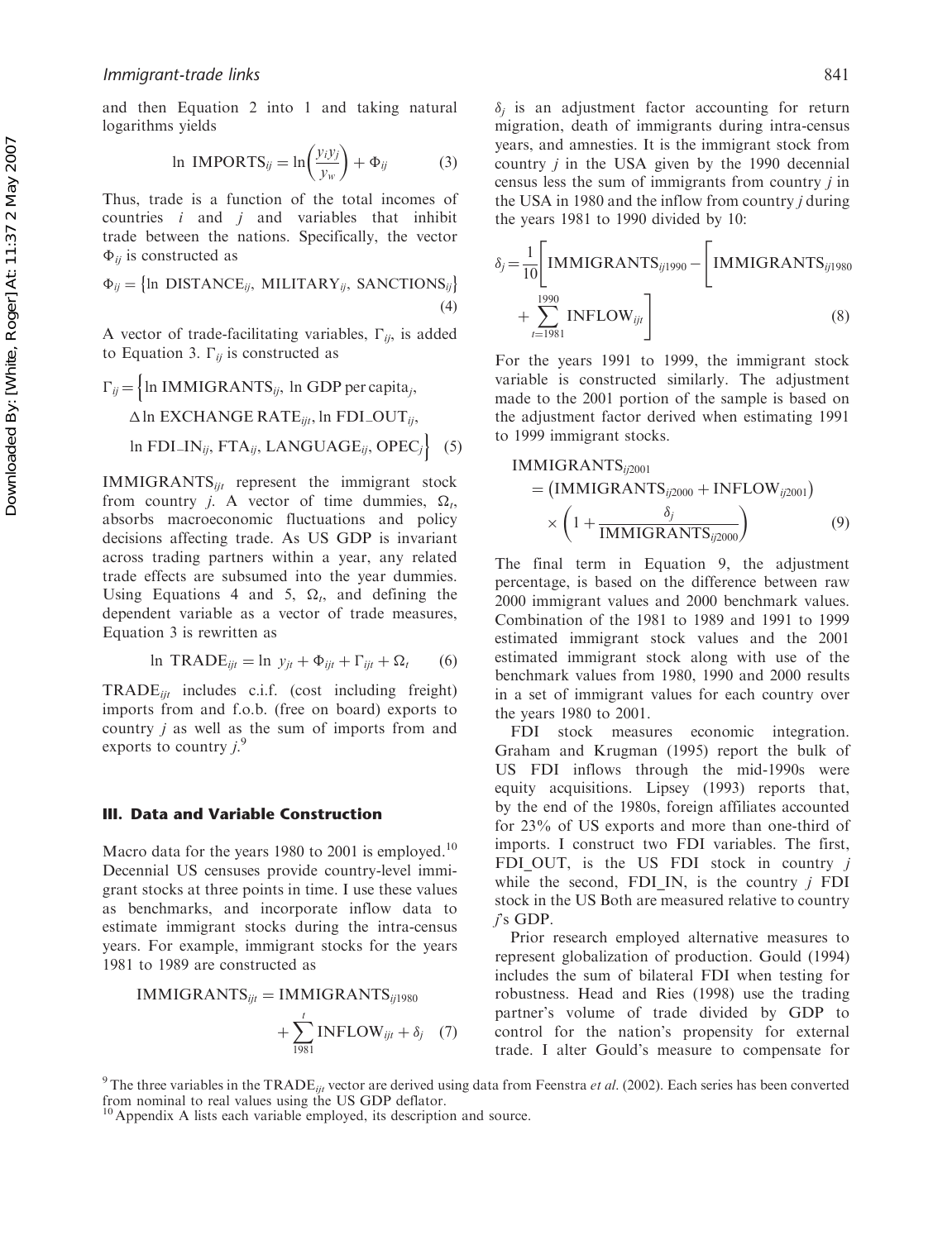and then Equation 2 into 1 and taking natural logarithms yields

$$\ln \text{IMPORTS}_{ij} = \ln\left(\frac{y_i y_j}{y_w}\right) + \Phi_{ij} \tag{3}$$

Thus, trade is a function of the total incomes of countries $i$ and $j$ and variables that inhibit trade between the nations. Specifically, the vector $\Phi_{ij}$ is constructed as

$$\Phi_{ij} = \{\ln \text{DISTANCE}_{ij}, \text{MILITARY}_{ij}, \text{SANCTIONS}_{ij}\} \tag{4}$$

A vector of trade-facilitating variables, $\Gamma_{ij}$, is added to Equation 3. $\Gamma_{ij}$ is constructed as

$$\Gamma_{ij} = \Big\{\ln \text{IMMIGRANTS}_{ij}, \ln \text{GDP per capita}_j, \Delta \ln \text{EXCHANGE RATE}_{ijt}, \ln \text{FDI\_OUT}_{ij}, \ln \text{FDI\_IN}_{ij}, \text{FTA}_{ij}, \text{LANGUAGE}_{ij}, \text{OPEC}_j\Big\} \tag{5}$$

$\text{IMMIGRANTS}_{ijt}$ represent the immigrant stock from country $j$. A vector of time dummies, $\Omega_t$, absorbs macroeconomic fluctuations and policy decisions affecting trade. As US GDP is invariant across trading partners within a year, any related trade effects are subsumed into the year dummies. Using Equations 4 and 5, $\Omega_t$, and defining the dependent variable as a vector of trade measures, Equation 3 is rewritten as

$$\ln \text{TRADE}_{ijt} = \ln y_{jt} + \Phi_{ijt} + \Gamma_{ijt} + \Omega_t \tag{6}$$

$\text{TRADE}_{ijt}$ includes c.i.f. (cost including freight) imports from and f.o.b. (free on board) exports to country $j$ as well as the sum of imports from and exports to country $j$.[9]

## III. Data and Variable Construction

Macro data for the years 1980 to 2001 is employed.[10] Decennial US censuses provide country-level immigrant stocks at three points in time. I use these values as benchmarks, and incorporate inflow data to estimate immigrant stocks during the intra-census years. For example, immigrant stocks for the years 1981 to 1989 are constructed as

$$\text{IMMIGRANTS}_{ijt} = \text{IMMIGRANTS}_{ij1980} + \sum_{1981}^{t} \text{INFLOW}_{ijt} + \delta_j \tag{7}$$

$\delta_j$ is an adjustment factor accounting for return migration, death of immigrants during intra-census years, and amnesties. It is the immigrant stock from country $j$ in the USA given by the 1990 decennial census less the sum of immigrants from country $j$ in the USA in 1980 and the inflow from country $j$ during the years 1981 to 1990 divided by 10:

$$\delta_j = \frac{1}{10}\left[\text{IMMIGRANTS}_{ij1990} - \left[\text{IMMIGRANTS}_{ij1980} + \sum_{t=1981}^{1990} \text{INFLOW}_{ijt}\right]\right] \tag{8}$$

For the years 1991 to 1999, the immigrant stock variable is constructed similarly. The adjustment made to the 2001 portion of the sample is based on the adjustment factor derived when estimating 1991 to 1999 immigrant stocks.

$$\text{IMMIGRANTS}_{ij2001} = \left(\text{IMMIGRANTS}_{ij2000} + \text{INFLOW}_{ij2001}\right) \times \left(1 + \frac{\delta_j}{\text{IMMIGRANTS}_{ij2000}}\right) \tag{9}$$

The final term in Equation 9, the adjustment percentage, is based on the difference between raw 2000 immigrant values and 2000 benchmark values. Combination of the 1981 to 1989 and 1991 to 1999 estimated immigrant stock values and the 2001 estimated immigrant stock along with use of the benchmark values from 1980, 1990 and 2000 results in a set of immigrant values for each country over the years 1980 to 2001.

FDI stock measures economic integration. Graham and Krugman (1995) report the bulk of US FDI inflows through the mid-1990s were equity acquisitions. Lipsey (1993) reports that, by the end of the 1980s, foreign affiliates accounted for 23% of US exports and more than one-third of imports. I construct two FDI variables. The first, FDI_OUT, is the US FDI stock in country $j$ while the second, FDI_IN, is the country $j$ FDI stock in the US Both are measured relative to country $j$'s GDP.

Prior research employed alternative measures to represent globalization of production. Gould (1994) includes the sum of bilateral FDI when testing for robustness. Head and Ries (1998) use the trading partner's volume of trade divided by GDP to control for the nation's propensity for external trade. I alter Gould's measure to compensate for

[9] The three variables in the $\text{TRADE}_{ijt}$ vector are derived using data from Feenstra *et al.* (2002). Each series has been converted from nominal to real values using the US GDP deflator.

[10] Appendix A lists each variable employed, its description and source.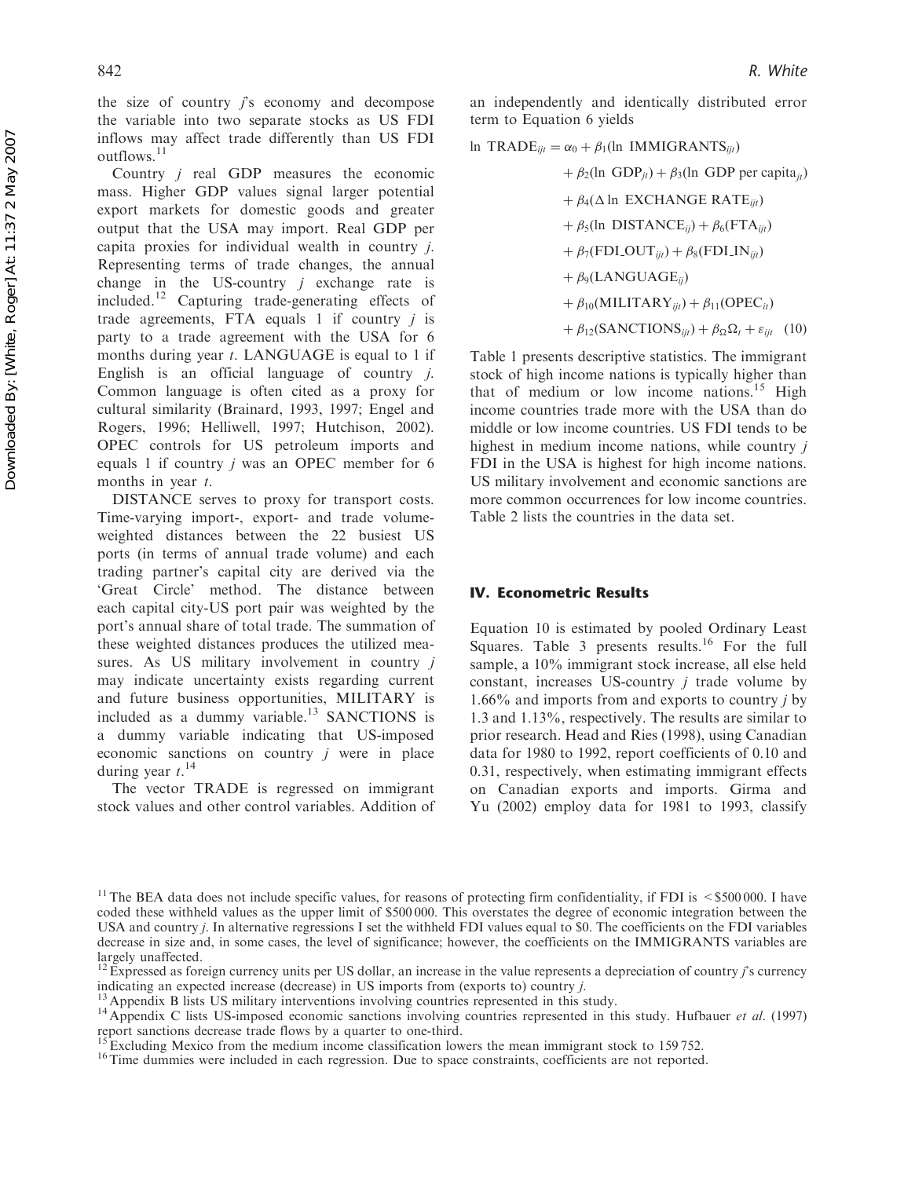the size of country $j$'s economy and decompose the variable into two separate stocks as US FDI inflows may affect trade differently than US FDI outflows.[11]

Country $j$ real GDP measures the economic mass. Higher GDP values signal larger potential export markets for domestic goods and greater output that the USA may import. Real GDP per capita proxies for individual wealth in country $j$. Representing terms of trade changes, the annual change in the US-country $j$ exchange rate is included.[12] Capturing trade-generating effects of trade agreements, FTA equals 1 if country $j$ is party to a trade agreement with the USA for 6 months during year $t$. LANGUAGE is equal to 1 if English is an official language of country $j$. Common language is often cited as a proxy for cultural similarity (Brainard, 1993, 1997; Engel and Rogers, 1996; Helliwell, 1997; Hutchison, 2002). OPEC controls for US petroleum imports and equals 1 if country $j$ was an OPEC member for 6 months in year $t$.

DISTANCE serves to proxy for transport costs. Time-varying import-, export- and trade volume-weighted distances between the 22 busiest US ports (in terms of annual trade volume) and each trading partner's capital city are derived via the 'Great Circle' method. The distance between each capital city-US port pair was weighted by the port's annual share of total trade. The summation of these weighted distances produces the utilized measures. As US military involvement in country $j$ may indicate uncertainty exists regarding current and future business opportunities, MILITARY is included as a dummy variable.[13] SANCTIONS is a dummy variable indicating that US-imposed economic sanctions on country $j$ were in place during year $t$.[14]

The vector TRADE is regressed on immigrant stock values and other control variables. Addition of an independently and identically distributed error term to Equation 6 yields

$$
\begin{aligned}
\ln \text{TRADE}_{ijt} = {} & \alpha_0 + \beta_1(\ln \text{IMMIGRANTS}_{ijt}) \\
& + \beta_2(\ln \text{GDP}_{jt}) + \beta_3(\ln \text{GDP per capita}_{jt}) \\
& + \beta_4(\Delta \ln \text{EXCHANGE RATE}_{ijt}) \\
& + \beta_5(\ln \text{DISTANCE}_{ij}) + \beta_6(\text{FTA}_{ijt}) \\
& + \beta_7(\text{FDI\_OUT}_{ijt}) + \beta_8(\text{FDI\_IN}_{ijt}) \\
& + \beta_9(\text{LANGUAGE}_{ij}) \\
& + \beta_{10}(\text{MILITARY}_{ijt}) + \beta_{11}(\text{OPEC}_{it}) \\
& + \beta_{12}(\text{SANCTIONS}_{ijt}) + \beta_\Omega \Omega_t + \varepsilon_{ijt} \quad (10)
\end{aligned}
$$

Table 1 presents descriptive statistics. The immigrant stock of high income nations is typically higher than that of medium or low income nations.[15] High income countries trade more with the USA than do middle or low income countries. US FDI tends to be highest in medium income nations, while country $j$ FDI in the USA is highest for high income nations. US military involvement and economic sanctions are more common occurrences for low income countries. Table 2 lists the countries in the data set.

## IV. Econometric Results

Equation 10 is estimated by pooled Ordinary Least Squares. Table 3 presents results.[16] For the full sample, a 10% immigrant stock increase, all else held constant, increases US-country $j$ trade volume by 1.66% and imports from and exports to country $j$ by 1.3 and 1.13%, respectively. The results are similar to prior research. Head and Ries (1998), using Canadian data for 1980 to 1992, report coefficients of 0.10 and 0.31, respectively, when estimating immigrant effects on Canadian exports and imports. Girma and Yu (2002) employ data for 1981 to 1993, classify

[11] The BEA data does not include specific values, for reasons of protecting firm confidentiality, if FDI is < \$500 000. I have coded these withheld values as the upper limit of \$500 000. This overstates the degree of economic integration between the USA and country $j$. In alternative regressions I set the withheld FDI values equal to \$0. The coefficients on the FDI variables decrease in size and, in some cases, the level of significance; however, the coefficients on the IMMIGRANTS variables are largely unaffected.

[12] Expressed as foreign currency units per US dollar, an increase in the value represents a depreciation of country $j$'s currency indicating an expected increase (decrease) in US imports from (exports to) country $j$.

[13] Appendix B lists US military interventions involving countries represented in this study.

[14] Appendix C lists US-imposed economic sanctions involving countries represented in this study. Hufbauer *et al.* (1997) report sanctions decrease trade flows by a quarter to one-third.

[15] Excluding Mexico from the medium income classification lowers the mean immigrant stock to 159 752.

[16] Time dummies were included in each regression. Due to space constraints, coefficients are not reported.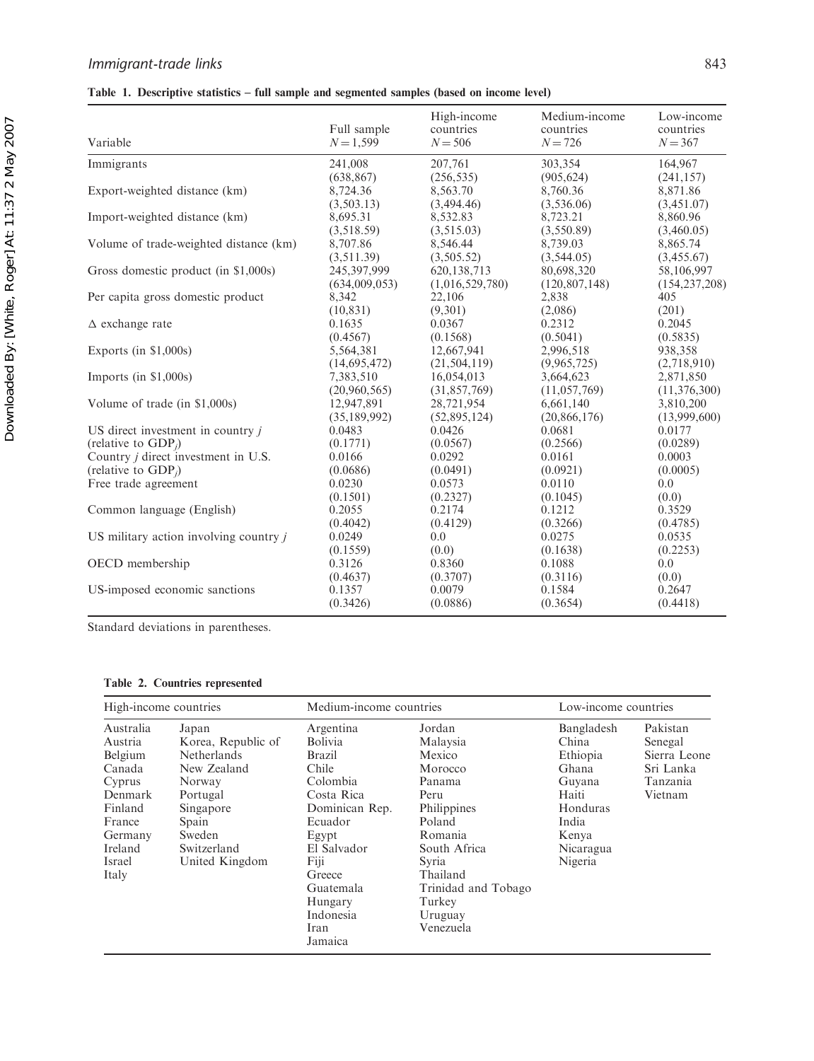**Table 1. Descriptive statistics – full sample and segmented samples (based on income level)**

| Variable | Full sample $N = 1{,}599$ | High-income countries $N = 506$ | Medium-income countries $N = 726$ | Low-income countries $N = 367$ |
|---|---|---|---|---|
| Immigrants | 241,008 | 207,761 | 303,354 | 164,967 |
| | (638,867) | (256,535) | (905,624) | (241,157) |
| Export-weighted distance (km) | 8,724.36 | 8,563.70 | 8,760.36 | 8,871.86 |
| | (3,503.13) | (3,494.46) | (3,536.06) | (3,451.07) |
| Import-weighted distance (km) | 8,695.31 | 8,532.83 | 8,723.21 | 8,860.96 |
| | (3,518.59) | (3,515.03) | (3,550.89) | (3,460.05) |
| Volume of trade-weighted distance (km) | 8,707.86 | 8,546.44 | 8,739.03 | 8,865.74 |
| | (3,511.39) | (3,505.52) | (3,544.05) | (3,455.67) |
| Gross domestic product (in \$1,000s) | 245,397,999 | 620,138,713 | 80,698,320 | 58,106,997 |
| | (634,009,053) | (1,016,529,780) | (120,807,148) | (154,237,208) |
| Per capita gross domestic product | 8,342 | 22,106 | 2,838 | 405 |
| | (10,831) | (9,301) | (2,086) | (201) |
| Δ exchange rate | 0.1635 | 0.0367 | 0.2312 | 0.2045 |
| | (0.4567) | (0.1568) | (0.5041) | (0.5835) |
| Exports (in \$1,000s) | 5,564,381 | 12,667,941 | 2,996,518 | 938,358 |
| | (14,695,472) | (21,504,119) | (9,965,725) | (2,718,910) |
| Imports (in \$1,000s) | 7,383,510 | 16,054,013 | 3,664,623 | 2,871,850 |
| | (20,960,565) | (31,857,769) | (11,057,769) | (11,376,300) |
| Volume of trade (in \$1,000s) | 12,947,891 | 28,721,954 | 6,661,140 | 3,810,200 |
| | (35,189,992) | (52,895,124) | (20,866,176) | (13,999,600) |
| US direct investment in country $j$ (relative to $\text{GDP}_j$) | 0.0483 | 0.0426 | 0.0681 | 0.0177 |
| | (0.1771) | (0.0567) | (0.2566) | (0.0289) |
| Country $j$ direct investment in U.S. (relative to $\text{GDP}_j$) | 0.0166 | 0.0292 | 0.0161 | 0.0003 |
| | (0.0686) | (0.0491) | (0.0921) | (0.0005) |
| Free trade agreement | 0.0230 | 0.0573 | 0.0110 | 0.0 |
| | (0.1501) | (0.2327) | (0.1045) | (0.0) |
| Common language (English) | 0.2055 | 0.2174 | 0.1212 | 0.3529 |
| | (0.4042) | (0.4129) | (0.3266) | (0.4785) |
| US military action involving country $j$ | 0.0249 | 0.0 | 0.0275 | 0.0535 |
| | (0.1559) | (0.0) | (0.1638) | (0.2253) |
| OECD membership | 0.3126 | 0.8360 | 0.1088 | 0.0 |
| | (0.4637) | (0.3707) | (0.3116) | (0.0) |
| US-imposed economic sanctions | 0.1357 | 0.0079 | 0.1584 | 0.2647 |
| | (0.3426) | (0.0886) | (0.3654) | (0.4418) |

Standard deviations in parentheses.

**Table 2. Countries represented**

| High-income countries | | Medium-income countries | | Low-income countries | |
|---|---|---|---|---|---|
| Australia | Japan | Argentina | Jordan | Bangladesh | Pakistan |
| Austria | Korea, Republic of | Bolivia | Malaysia | China | Senegal |
| Belgium | Netherlands | Brazil | Mexico | Ethiopia | Sierra Leone |
| Canada | New Zealand | Chile | Morocco | Ghana | Sri Lanka |
| Cyprus | Norway | Colombia | Panama | Guyana | Tanzania |
| Denmark | Portugal | Costa Rica | Peru | Haiti | Vietnam |
| Finland | Singapore | Dominican Rep. | Philippines | Honduras | |
| France | Spain | Ecuador | Poland | India | |
| Germany | Sweden | Egypt | Romania | Kenya | |
| Ireland | Switzerland | El Salvador | South Africa | Nicaragua | |
| Israel | United Kingdom | Fiji | Syria | Nigeria | |
| Italy | | Greece | Thailand | | |
| | | Guatemala | Trinidad and Tobago | | |
| | | Hungary | Turkey | | |
| | | Indonesia | Uruguay | | |
| | | Iran | Venezuela | | |
| | | Jamaica | | | |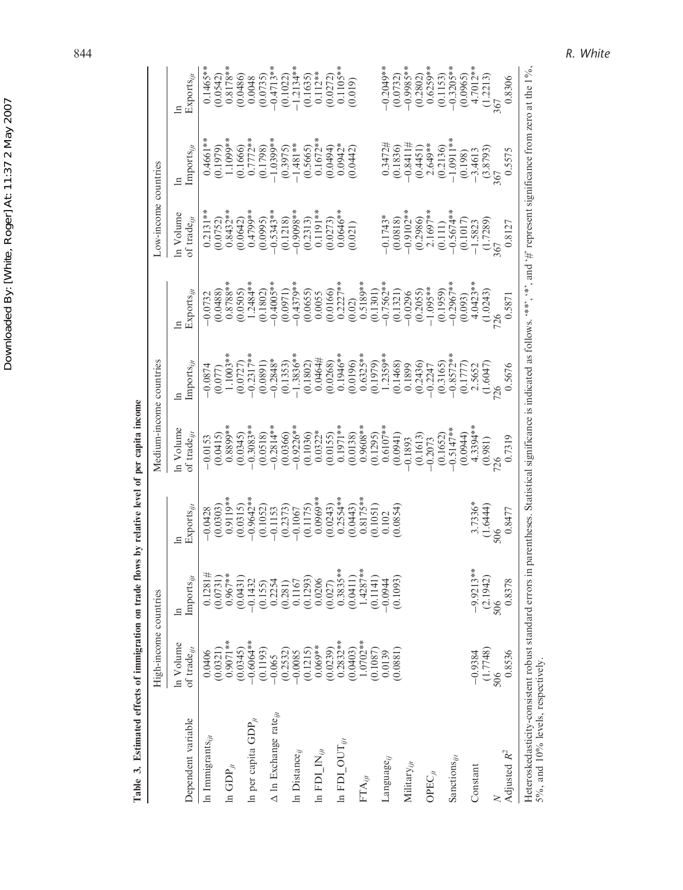**Table 3. Estimated effects of immigration on trade flows by relative level of per capita income**

| | High-income countries | | | Medium-income countries | | | Low-income countries | | |
|---|---|---|---|---|---|---|---|---|---|
| Dependent variable | ln Volume of trade$_{ijt}$ | ln Imports$_{ijt}$ | ln Exports$_{ijt}$ | ln Volume of trade$_{ijt}$ | ln Imports$_{ijt}$ | ln Exports$_{ijt}$ | ln Volume of trade$_{ijt}$ | ln Imports$_{ijt}$ | ln Exports$_{ijt}$ |
| ln Immigrants$_{ijt}$ | 0.0406 | 0.1281# | −0.0428 | −0.0153 | −0.0874 | −0.0732 | 0.2131** | 0.4661** | 0.1465** |
| | (0.0321) | (0.0731) | (0.0303) | (0.0415) | (0.077) | (0.0488) | (0.0752) | (0.1979) | (0.0542) |
| ln GDP$_{jt}$ | 0.9071** | 0.967** | 0.9119** | 0.8899** | 1.1003** | 0.8788** | 0.8432** | 1.1099** | 0.8178** |
| | (0.0345) | (0.0431) | (0.0315) | (0.0345) | (0.0727) | (0.0505) | (0.0642) | (0.1666) | (0.0486) |
| ln per capita GDP$_{jt}$ | −0.6064** | −0.1432 | −0.9642** | −0.3083** | −0.2317** | 1.2484** | 0.4799** | 0.7772** | 0.0048 |
| | (0.1193) | (0.155) | (0.1052) | (0.0518) | (0.0891) | (0.1802) | (0.0995) | (0.1798) | (0.0735) |
| Δ ln Exchange rate$_{ijt}$ | −0.065 | 0.2254 | −0.1153 | −0.2814** | −0.2848* | −0.4005** | −0.5343** | −1.0399** | −0.4713** |
| | (0.2532) | (0.281) | (0.2373) | (0.0366) | (0.1353) | (0.0971) | (0.1218) | (0.3975) | (0.1022) |
| ln Distance$_{ij}$ | −0.0085 | 0.1167 | −0.1067 | −0.9226** | −1.3836** | −0.4379** | −0.9098** | −1.481** | −1.2134** |
| | (0.1215) | (0.1293) | (0.1175) | (0.1036) | (0.1802) | (0.0655) | (0.2313) | (0.5665) | (0.1635) |
| ln FDI_IN$_{ijt}$ | 0.069** | 0.0206 | 0.0969** | 0.0322* | 0.0464# | 0.0055 | 0.1191** | 0.1672** | 0.112** |
| | (0.0239) | (0.027) | (0.0243) | (0.0155) | (0.0268) | (0.0166) | (0.0273) | (0.0494) | (0.0272) |
| ln FDI_OUT$_{ijt}$ | 0.2832** | 0.3835** | 0.2554** | 0.1971** | 0.1946** | 0.2227** | 0.0646** | 0.0942* | 0.1105** |
| | (0.0403) | (0.0411) | (0.0443) | (0.0138) | (0.0196) | (0.02) | (0.021) | (0.0442) | (0.019) |
| FTA$_{ijt}$ | 1.0702** | 1.4287** | 0.8175** | 0.9608** | 0.6325** | 0.5189** | | | |
| | (0.1087) | (0.1141) | (0.1051) | (0.1295) | (0.1979) | (0.1301) | | | |
| Language$_{ij}$ | 0.0139 | −0.0944 | 0.102 | 0.6107** | 1.2359** | −0.7562** | −0.1743* | 0.3472# | −0.2049** |
| | (0.0881) | (0.1093) | (0.0854) | (0.0941) | (0.1468) | (0.1321) | (0.0818) | (0.1836) | (0.0732) |
| Military$_{ijt}$ | | | | −0.1893 | 0.1899 | −0.0296 | −0.9102** | −0.8411# | −0.9985** |
| | | | | (0.1613) | (0.2436) | (0.2055) | (0.2986) | (0.4451) | (0.2802) |
| OPEC$_{jt}$ | | | | −0.2073 | −0.2247 | −1.095** | 2.1697** | 2.649** | 0.6259** |
| | | | | (0.1652) | (0.3165) | (0.1959) | (0.111) | (0.2136) | (0.1153) |
| Sanctions$_{ijt}$ | | | | −0.5147** | −0.8572** | −0.2967** | −0.5674** | −1.0911** | −0.3205** |
| | | | | (0.0944) | (0.1777) | (0.093) | (0.1017) | (0.198) | (0.0965) |
| Constant | −0.9384 | −9.9213** | 3.7336* | 4.3394** | 2.5652 | 4.0423** | −1.5823 | −3.4613 | 4.7012** |
| | (1.7748) | (2.1942) | (1.6444) | (0.981) | (1.6047) | (1.0243) | (1.7289) | (3.8793) | (1.2213) |
| $N$ | 506 | 506 | 506 | 726 | 726 | 726 | 367 | 367 | 367 |
| Adjusted $R^2$ | 0.8536 | 0.8378 | 0.8477 | 0.7319 | 0.5676 | 0.5871 | 0.8127 | 0.5575 | 0.8306 |

Heteroskedasticity-consistent robust standard errors in parentheses. Statistical significance is indicated as follows. '**', '*', and '#' represent significance from zero at the 1%, 5%, and 10% levels, respectively.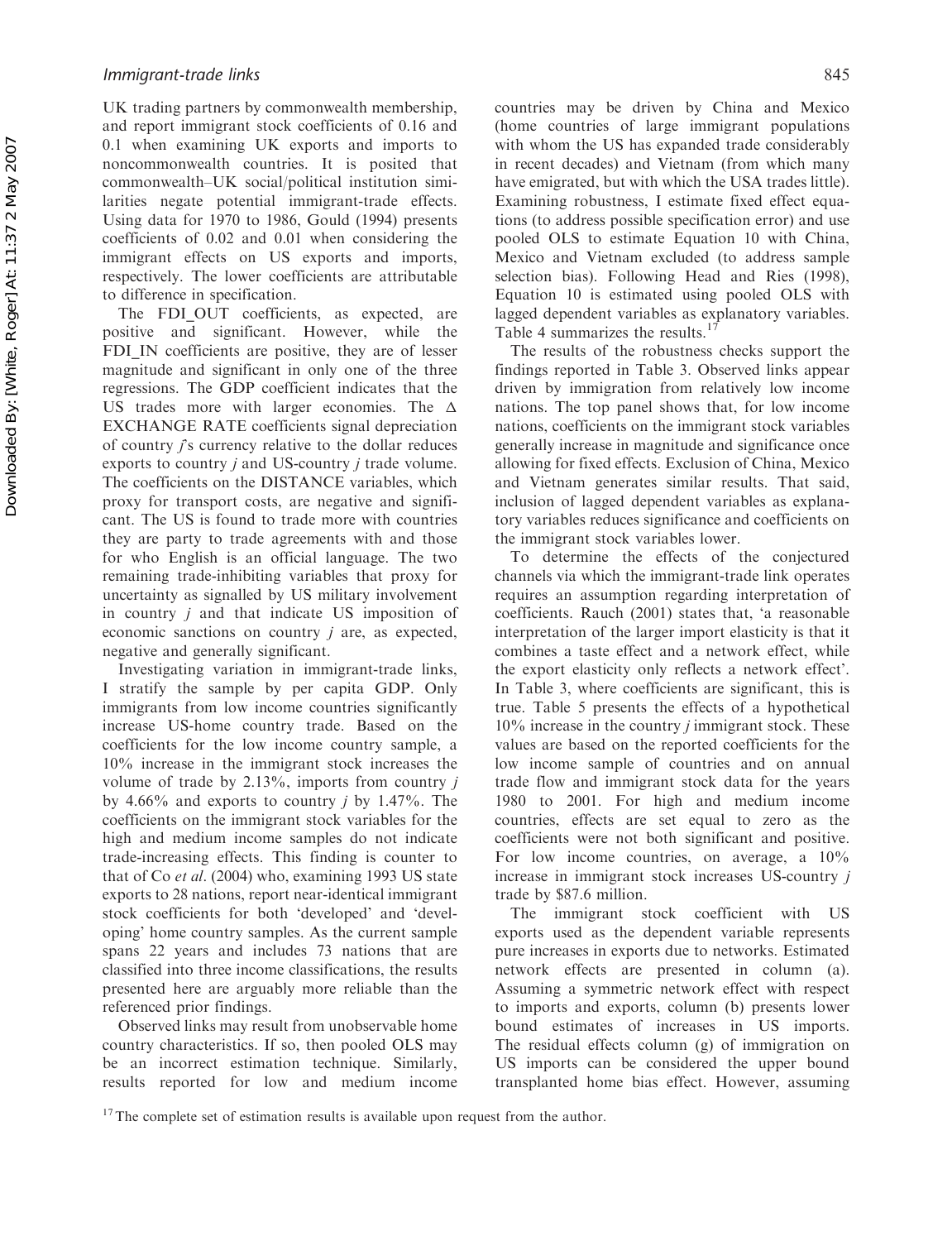UK trading partners by commonwealth membership, and report immigrant stock coefficients of 0.16 and 0.1 when examining UK exports and imports to noncommonwealth countries. It is posited that commonwealth–UK social/political institution similarities negate potential immigrant-trade effects. Using data for 1970 to 1986, Gould (1994) presents coefficients of 0.02 and 0.01 when considering the immigrant effects on US exports and imports, respectively. The lower coefficients are attributable to difference in specification.

The FDI_OUT coefficients, as expected, are positive and significant. However, while the FDI_IN coefficients are positive, they are of lesser magnitude and significant in only one of the three regressions. The GDP coefficient indicates that the US trades more with larger economies. The $\Delta$ EXCHANGE RATE coefficients signal depreciation of country *j*'s currency relative to the dollar reduces exports to country *j* and US-country *j* trade volume. The coefficients on the DISTANCE variables, which proxy for transport costs, are negative and significant. The US is found to trade more with countries they are party to trade agreements with and those for who English is an official language. The two remaining trade-inhibiting variables that proxy for uncertainty as signalled by US military involvement in country *j* and that indicate US imposition of economic sanctions on country *j* are, as expected, negative and generally significant.

Investigating variation in immigrant-trade links, I stratify the sample by per capita GDP. Only immigrants from low income countries significantly increase US-home country trade. Based on the coefficients for the low income country sample, a 10% increase in the immigrant stock increases the volume of trade by 2.13%, imports from country *j* by 4.66% and exports to country *j* by 1.47%. The coefficients on the immigrant stock variables for the high and medium income samples do not indicate trade-increasing effects. This finding is counter to that of Co *et al*. (2004) who, examining 1993 US state exports to 28 nations, report near-identical immigrant stock coefficients for both 'developed' and 'developing' home country samples. As the current sample spans 22 years and includes 73 nations that are classified into three income classifications, the results presented here are arguably more reliable than the referenced prior findings.

Observed links may result from unobservable home country characteristics. If so, then pooled OLS may be an incorrect estimation technique. Similarly, results reported for low and medium income countries may be driven by China and Mexico (home countries of large immigrant populations with whom the US has expanded trade considerably in recent decades) and Vietnam (from which many have emigrated, but with which the USA trades little). Examining robustness, I estimate fixed effect equations (to address possible specification error) and use pooled OLS to estimate Equation 10 with China, Mexico and Vietnam excluded (to address sample selection bias). Following Head and Ries (1998), Equation 10 is estimated using pooled OLS with lagged dependent variables as explanatory variables. Table 4 summarizes the results.[17]

The results of the robustness checks support the findings reported in Table 3. Observed links appear driven by immigration from relatively low income nations. The top panel shows that, for low income nations, coefficients on the immigrant stock variables generally increase in magnitude and significance once allowing for fixed effects. Exclusion of China, Mexico and Vietnam generates similar results. That said, inclusion of lagged dependent variables as explanatory variables reduces significance and coefficients on the immigrant stock variables lower.

To determine the effects of the conjectured channels via which the immigrant-trade link operates requires an assumption regarding interpretation of coefficients. Rauch (2001) states that, 'a reasonable interpretation of the larger import elasticity is that it combines a taste effect and a network effect, while the export elasticity only reflects a network effect'. In Table 3, where coefficients are significant, this is true. Table 5 presents the effects of a hypothetical 10% increase in the country *j* immigrant stock. These values are based on the reported coefficients for the low income sample of countries and on annual trade flow and immigrant stock data for the years 1980 to 2001. For high and medium income countries, effects are set equal to zero as the coefficients were not both significant and positive. For low income countries, on average, a 10% increase in immigrant stock increases US-country *j* trade by \$87.6 million.

The immigrant stock coefficient with US exports used as the dependent variable represents pure increases in exports due to networks. Estimated network effects are presented in column (a). Assuming a symmetric network effect with respect to imports and exports, column (b) presents lower bound estimates of increases in US imports. The residual effects column (g) of immigration on US imports can be considered the upper bound transplanted home bias effect. However, assuming

[17] The complete set of estimation results is available upon request from the author.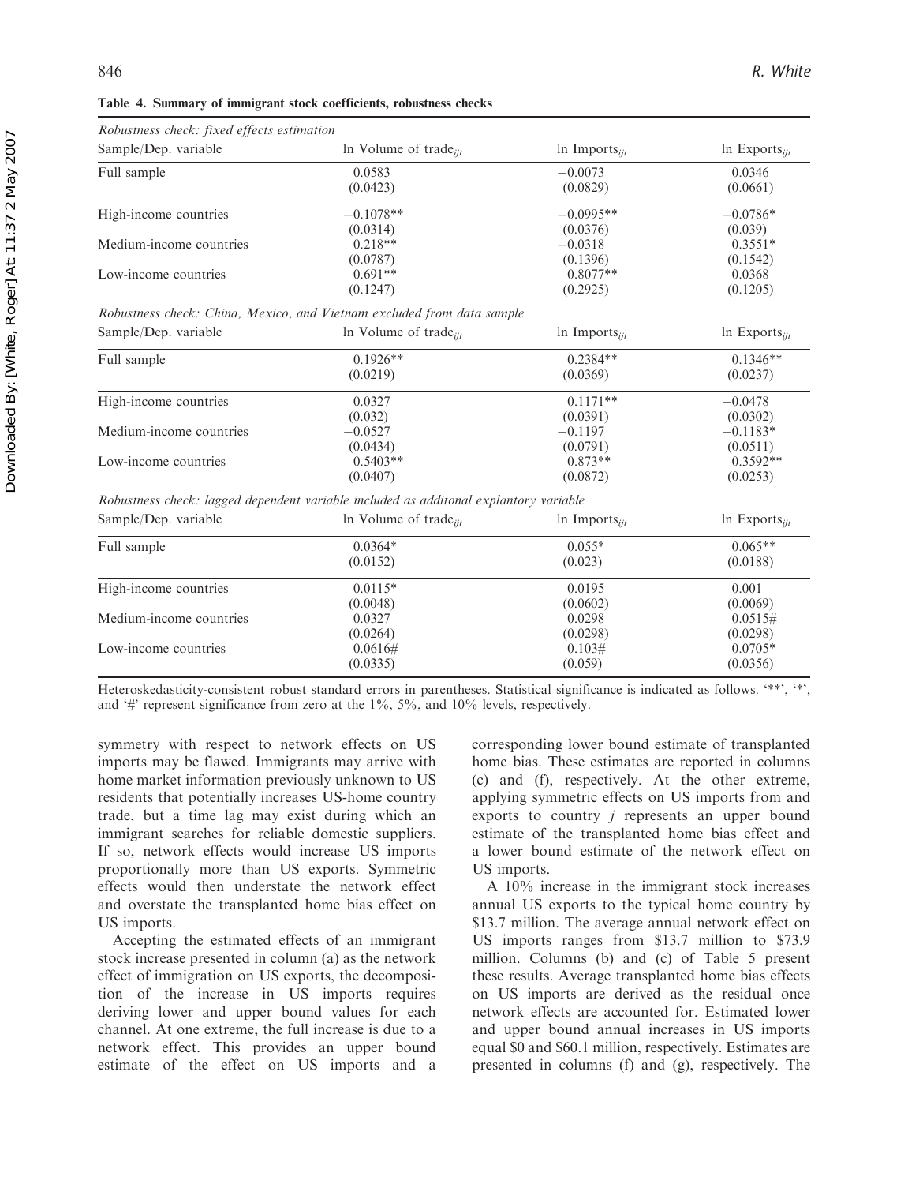**Table 4. Summary of immigrant stock coefficients, robustness checks**

| *Robustness check: fixed effects estimation* | | | |
|---|---|---|---|
| Sample/Dep. variable | ln Volume of trade$_{ijt}$ | ln Imports$_{ijt}$ | ln Exports$_{ijt}$ |
| Full sample | 0.0583 | −0.0073 | 0.0346 |
| | (0.0423) | (0.0829) | (0.0661) |
| High-income countries | −0.1078** | −0.0995** | −0.0786* |
| | (0.0314) | (0.0376) | (0.039) |
| Medium-income countries | 0.218** | −0.0318 | 0.3551* |
| | (0.0787) | (0.1396) | (0.1542) |
| Low-income countries | 0.691** | 0.8077** | 0.0368 |
| | (0.1247) | (0.2925) | (0.1205) |
| *Robustness check: China, Mexico, and Vietnam excluded from data sample* | | | |
| Sample/Dep. variable | ln Volume of trade$_{ijt}$ | ln Imports$_{ijt}$ | ln Exports$_{ijt}$ |
| Full sample | 0.1926** | 0.2384** | 0.1346** |
| | (0.0219) | (0.0369) | (0.0237) |
| High-income countries | 0.0327 | 0.1171** | −0.0478 |
| | (0.032) | (0.0391) | (0.0302) |
| Medium-income countries | −0.0527 | −0.1197 | −0.1183* |
| | (0.0434) | (0.0791) | (0.0511) |
| Low-income countries | 0.5403** | 0.873** | 0.3592** |
| | (0.0407) | (0.0872) | (0.0253) |
| *Robustness check: lagged dependent variable included as additonal explantory variable* | | | |
| Sample/Dep. variable | ln Volume of trade$_{ijt}$ | ln Imports$_{ijt}$ | ln Exports$_{ijt}$ |
| Full sample | 0.0364* | 0.055* | 0.065** |
| | (0.0152) | (0.023) | (0.0188) |
| High-income countries | 0.0115* | 0.0195 | 0.001 |
| | (0.0048) | (0.0602) | (0.0069) |
| Medium-income countries | 0.0327 | 0.0298 | 0.0515# |
| | (0.0264) | (0.0298) | (0.0298) |
| Low-income countries | 0.0616# | 0.103# | 0.0705* |
| | (0.0335) | (0.059) | (0.0356) |

Heteroskedasticity-consistent robust standard errors in parentheses. Statistical significance is indicated as follows. '**', '*', and '#' represent significance from zero at the 1%, 5%, and 10% levels, respectively.

symmetry with respect to network effects on US imports may be flawed. Immigrants may arrive with home market information previously unknown to US residents that potentially increases US-home country trade, but a time lag may exist during which an immigrant searches for reliable domestic suppliers. If so, network effects would increase US imports proportionally more than US exports. Symmetric effects would then understate the network effect and overstate the transplanted home bias effect on US imports.

Accepting the estimated effects of an immigrant stock increase presented in column (a) as the network effect of immigration on US exports, the decomposition of the increase in US imports requires deriving lower and upper bound values for each channel. At one extreme, the full increase is due to a network effect. This provides an upper bound estimate of the effect on US imports and a corresponding lower bound estimate of transplanted home bias. These estimates are reported in columns (c) and (f), respectively. At the other extreme, applying symmetric effects on US imports from and exports to country $j$ represents an upper bound estimate of the transplanted home bias effect and a lower bound estimate of the network effect on US imports.

A 10% increase in the immigrant stock increases annual US exports to the typical home country by \$13.7 million. The average annual network effect on US imports ranges from \$13.7 million to \$73.9 million. Columns (b) and (c) of Table 5 present these results. Average transplanted home bias effects on US imports are derived as the residual once network effects are accounted for. Estimated lower and upper bound annual increases in US imports equal \$0 and \$60.1 million, respectively. Estimates are presented in columns (f) and (g), respectively. The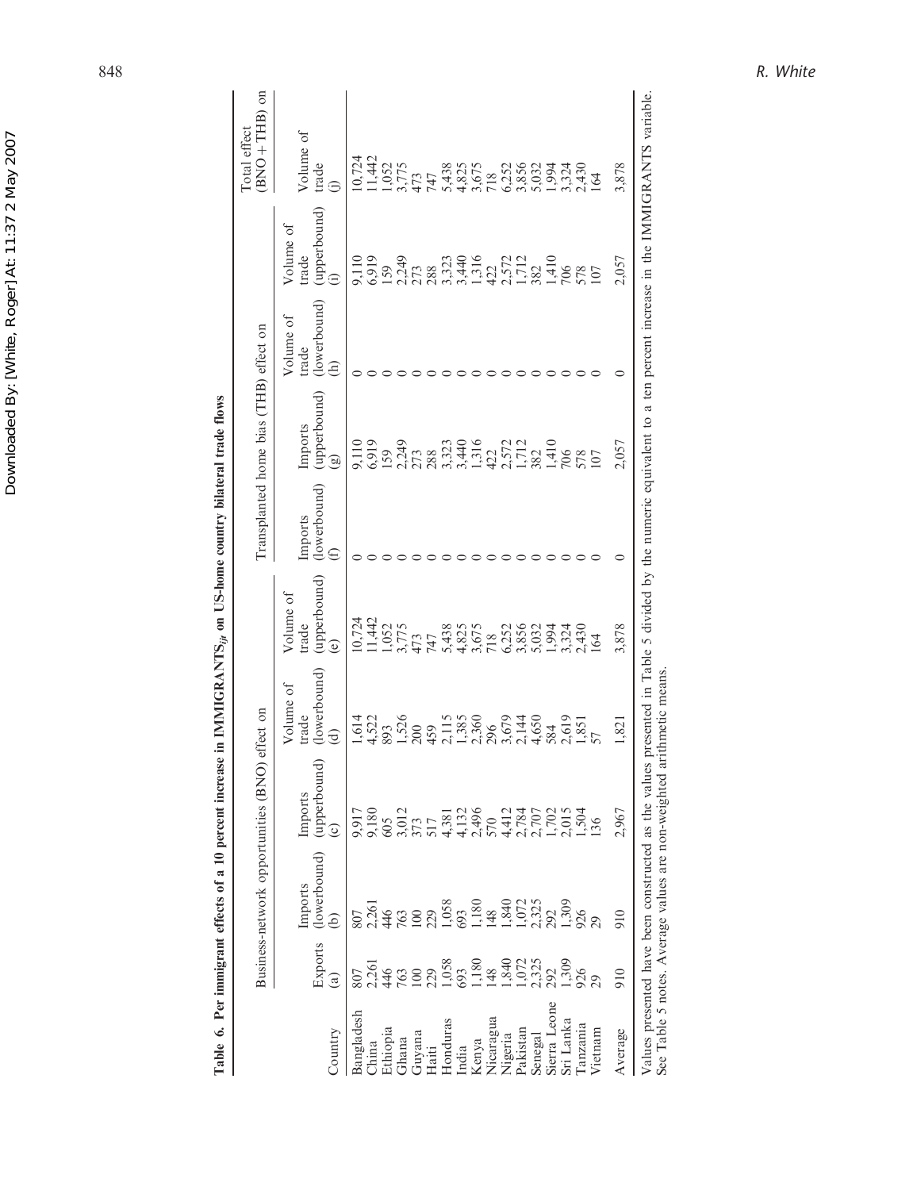**Table 6. Per immigrant effects of a 10 percent increase in $IMMIGRANTS_{ijt}$ on US-home country bilateral trade flows**

| | Business-network opportunities (BNO) effect on | | | | | Transplanted home bias (THB) effect on | | | | Total effect (BNO + THB) on |
|---|---|---|---|---|---|---|---|---|---|---|
| Country | Exports (a) | Imports (lowerbound) (b) | Imports (upperbound) (c) | Volume of trade (lowerbound) (d) | Volume of trade (upperbound) (e) | Imports (lowerbound) (f) | Imports (upperbound) (g) | Volume of trade (lowerbound) (h) | Volume of trade (upperbound) (i) | Volume of trade (j) |
| Bangladesh | 807 | 807 | 9,917 | 1,614 | 10,724 | 0 | 9,110 | 0 | 9,110 | 10,724 |
| China | 2,261 | 2,261 | 9,180 | 4,522 | 11,442 | 0 | 6,919 | 0 | 6,919 | 11,442 |
| Ethiopia | 446 | 446 | 605 | 893 | 1,052 | 0 | 159 | 0 | 159 | 1,052 |
| Ghana | 763 | 763 | 3,012 | 1,526 | 3,775 | 0 | 2,249 | 0 | 2,249 | 3,775 |
| Guyana | 100 | 100 | 373 | 200 | 473 | 0 | 273 | 0 | 273 | 473 |
| Haiti | 229 | 229 | 517 | 459 | 747 | 0 | 288 | 0 | 288 | 747 |
| Honduras | 1,058 | 1,058 | 4,381 | 2,115 | 5,438 | 0 | 3,323 | 0 | 3,323 | 5,438 |
| India | 693 | 693 | 4,132 | 1,385 | 4,825 | 0 | 3,440 | 0 | 3,440 | 4,825 |
| Kenya | 1,180 | 1,180 | 2,496 | 2,360 | 3,675 | 0 | 1,316 | 0 | 1,316 | 3,675 |
| Nicaragua | 148 | 148 | 570 | 296 | 718 | 0 | 422 | 0 | 422 | 718 |
| Nigeria | 1,840 | 1,840 | 4,412 | 3,679 | 6,252 | 0 | 2,572 | 0 | 2,572 | 6,252 |
| Pakistan | 1,072 | 1,072 | 2,784 | 2,144 | 3,856 | 0 | 1,712 | 0 | 1,712 | 3,856 |
| Senegal | 2,325 | 2,325 | 2,707 | 4,650 | 5,032 | 0 | 382 | 0 | 382 | 5,032 |
| Sierra Leone | 292 | 292 | 1,702 | 584 | 1,994 | 0 | 1,410 | 0 | 1,410 | 1,994 |
| Sri Lanka | 1,309 | 1,309 | 2,015 | 2,619 | 3,324 | 0 | 706 | 0 | 706 | 3,324 |
| Tanzania | 926 | 926 | 1,504 | 1,851 | 2,430 | 0 | 578 | 0 | 578 | 2,430 |
| Vietnam | 29 | 29 | 136 | 57 | 164 | 0 | 107 | 0 | 107 | 164 |
| Average | 910 | 910 | 2,967 | 1,821 | 3,878 | 0 | 2,057 | 0 | 2,057 | 3,878 |

Values presented have been constructed as the values presented in Table 5 divided by the numeric equivalent to a ten percent increase in the IMMIGRANTS variable. See Table 5 notes. Average values are non-weighted arithmetic means.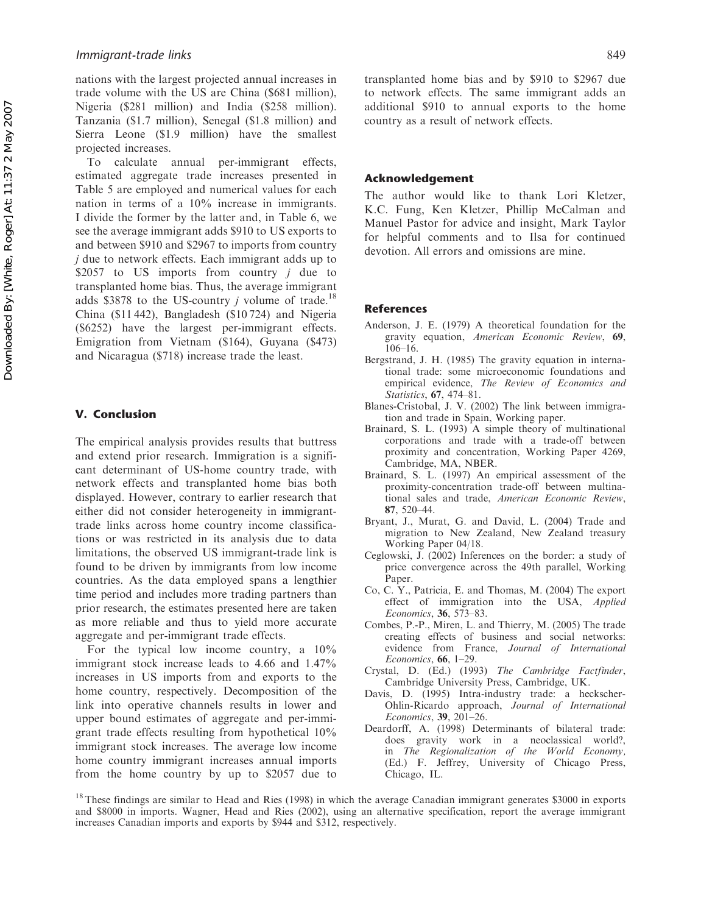nations with the largest projected annual increases in trade volume with the US are China ($681 million), Nigeria ($281 million) and India ($258 million). Tanzania ($1.7 million), Senegal ($1.8 million) and Sierra Leone ($1.9 million) have the smallest projected increases.

To calculate annual per-immigrant effects, estimated aggregate trade increases presented in Table 5 are employed and numerical values for each nation in terms of a 10% increase in immigrants. I divide the former by the latter and, in Table 6, we see the average immigrant adds $910 to US exports to and between $910 and $2967 to imports from country *j* due to network effects. Each immigrant adds up to $2057 to US imports from country *j* due to transplanted home bias. Thus, the average immigrant adds $3878 to the US-country *j* volume of trade.[18] China ($11 442), Bangladesh ($10 724) and Nigeria ($6252) have the largest per-immigrant effects. Emigration from Vietnam ($164), Guyana ($473) and Nicaragua ($718) increase trade the least.

## V. Conclusion

The empirical analysis provides results that buttress and extend prior research. Immigration is a significant determinant of US-home country trade, with network effects and transplanted home bias both displayed. However, contrary to earlier research that either did not consider heterogeneity in immigrant-trade links across home country income classifications or was restricted in its analysis due to data limitations, the observed US immigrant-trade link is found to be driven by immigrants from low income countries. As the data employed spans a lengthier time period and includes more trading partners than prior research, the estimates presented here are taken as more reliable and thus to yield more accurate aggregate and per-immigrant trade effects.

For the typical low income country, a 10% immigrant stock increase leads to 4.66 and 1.47% increases in US imports from and exports to the home country, respectively. Decomposition of the link into operative channels results in lower and upper bound estimates of aggregate and per-immigrant trade effects resulting from hypothetical 10% immigrant stock increases. The average low income home country immigrant increases annual imports from the home country by up to $2057 due to transplanted home bias and by $910 to $2967 due to network effects. The same immigrant adds an additional $910 to annual exports to the home country as a result of network effects.

## Acknowledgement

The author would like to thank Lori Kletzer, K.C. Fung, Ken Kletzer, Phillip McCalman and Manuel Pastor for advice and insight, Mark Taylor for helpful comments and to Ilsa for continued devotion. All errors and omissions are mine.

## References

Anderson, J. E. (1979) A theoretical foundation for the gravity equation, *American Economic Review*, **69**, 106–16.

Bergstrand, J. H. (1985) The gravity equation in international trade: some microeconomic foundations and empirical evidence, *The Review of Economics and Statistics*, **67**, 474–81.

Blanes-Cristobal, J. V. (2002) The link between immigration and trade in Spain, Working paper.

Brainard, S. L. (1993) A simple theory of multinational corporations and trade with a trade-off between proximity and concentration, Working Paper 4269, Cambridge, MA, NBER.

Brainard, S. L. (1997) An empirical assessment of the proximity-concentration trade-off between multinational sales and trade, *American Economic Review*, **87**, 520–44.

Bryant, J., Murat, G. and David, L. (2004) Trade and migration to New Zealand, New Zealand treasury Working Paper 04/18.

Ceglowski, J. (2002) Inferences on the border: a study of price convergence across the 49th parallel, Working Paper.

Co, C. Y., Patricia, E. and Thomas, M. (2004) The export effect of immigration into the USA, *Applied Economics*, **36**, 573–83.

Combes, P.-P., Miren, L. and Thierry, M. (2005) The trade creating effects of business and social networks: evidence from France, *Journal of International Economics*, **66**, 1–29.

Crystal, D. (Ed.) (1993) *The Cambridge Factfinder*, Cambridge University Press, Cambridge, UK.

Davis, D. (1995) Intra-industry trade: a heckscher-Ohlin-Ricardo approach, *Journal of International Economics*, **39**, 201–26.

Deardorff, A. (1998) Determinants of bilateral trade: does gravity work in a neoclassical world?, in *The Regionalization of the World Economy,* (Ed.) F. Jeffrey, University of Chicago Press, Chicago, IL.

[18] These findings are similar to Head and Ries (1998) in which the average Canadian immigrant generates $3000 in exports and $8000 in imports. Wagner, Head and Ries (2002), using an alternative specification, report the average immigrant increases Canadian imports and exports by $944 and $312, respectively.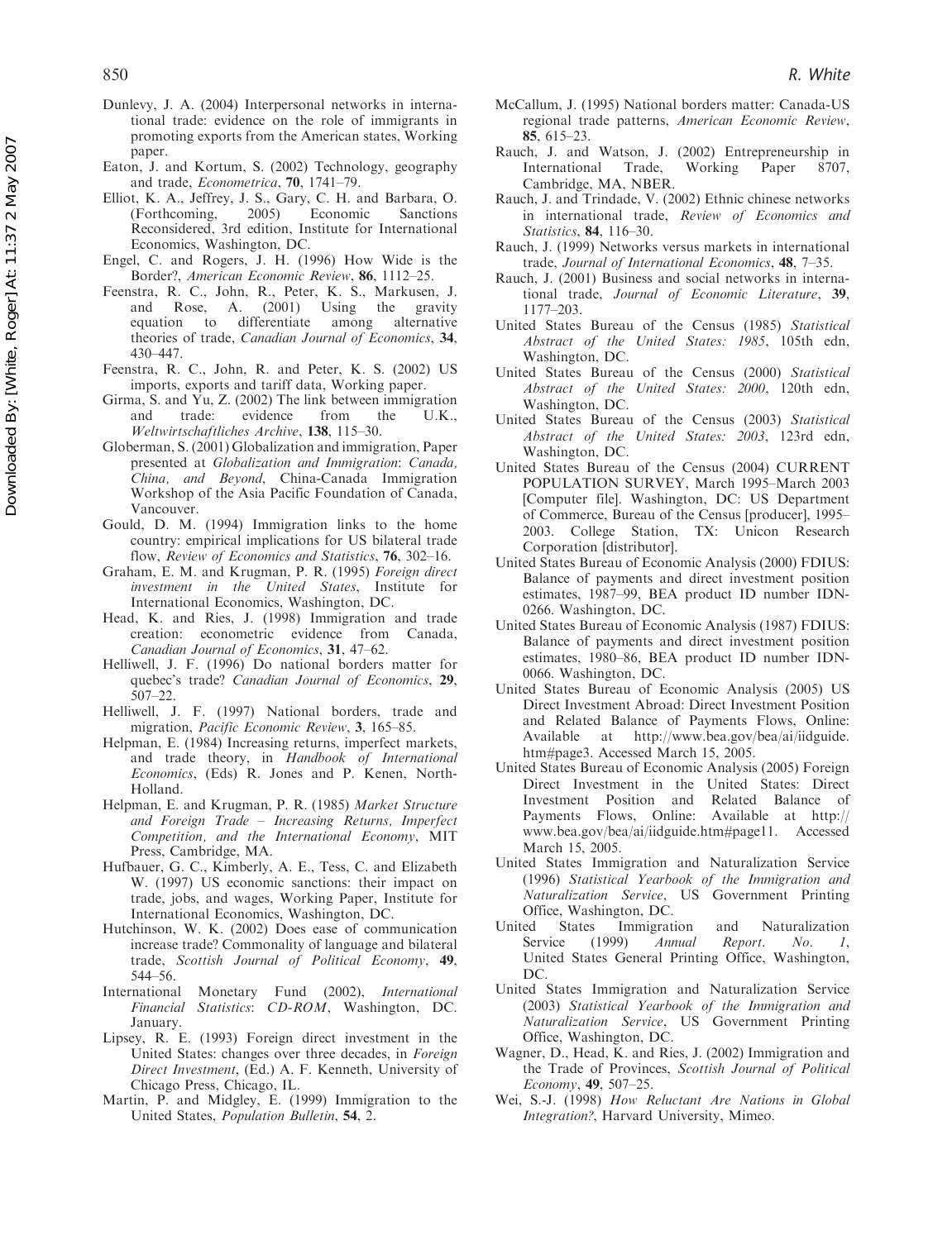Dunlevy, J. A. (2004) Interpersonal networks in international trade: evidence on the role of immigrants in promoting exports from the American states, Working paper.

Eaton, J. and Kortum, S. (2002) Technology, geography and trade, *Econometrica*, **70**, 1741–79.

Elliot, K. A., Jeffrey, J. S., Gary, C. H. and Barbara, O. (Forthcoming, 2005) Economic Sanctions Reconsidered, 3rd edition, Institute for International Economics, Washington, DC.

Engel, C. and Rogers, J. H. (1996) How Wide is the Border?, *American Economic Review*, **86**, 1112–25.

Feenstra, R. C., John, R., Peter, K. S., Markusen, J. and Rose, A. (2001) Using the gravity equation to differentiate among alternative theories of trade, *Canadian Journal of Economics*, **34**, 430–447.

Feenstra, R. C., John, R. and Peter, K. S. (2002) US imports, exports and tariff data, Working paper.

Girma, S. and Yu, Z. (2002) The link between immigration and trade: evidence from the U.K., *Weltwirtschaftliches Archive*, **138**, 115–30.

Globerman, S. (2001) Globalization and immigration, Paper presented at *Globalization and Immigration: Canada, China, and Beyond*, China-Canada Immigration Workshop of the Asia Pacific Foundation of Canada, Vancouver.

Gould, D. M. (1994) Immigration links to the home country: empirical implications for US bilateral trade flow, *Review of Economics and Statistics*, **76**, 302–16.

Graham, E. M. and Krugman, P. R. (1995) *Foreign direct investment in the United States*, Institute for International Economics, Washington, DC.

Head, K. and Ries, J. (1998) Immigration and trade creation: econometric evidence from Canada, *Canadian Journal of Economics*, **31**, 47–62.

Helliwell, J. F. (1996) Do national borders matter for quebec's trade? *Canadian Journal of Economics*, **29**, 507–22.

Helliwell, J. F. (1997) National borders, trade and migration, *Pacific Economic Review*, **3**, 165–85.

Helpman, E. (1984) Increasing returns, imperfect markets, and trade theory, in *Handbook of International Economics*, (Eds) R. Jones and P. Kenen, North-Holland.

Helpman, E. and Krugman, P. R. (1985) *Market Structure and Foreign Trade – Increasing Returns, Imperfect Competition, and the International Economy*, MIT Press, Cambridge, MA.

Hufbauer, G. C., Kimberly, A. E., Tess, C. and Elizabeth W. (1997) US economic sanctions: their impact on trade, jobs, and wages, Working Paper, Institute for International Economics, Washington, DC.

Hutchinson, W. K. (2002) Does ease of communication increase trade? Commonality of language and bilateral trade, *Scottish Journal of Political Economy*, **49**, 544–56.

International Monetary Fund (2002), *International Financial Statistics: CD-ROM*, Washington, DC. January.

Lipsey, R. E. (1993) Foreign direct investment in the United States: changes over three decades, in *Foreign Direct Investment*, (Ed.) A. F. Kenneth, University of Chicago Press, Chicago, IL.

Martin, P. and Midgley, E. (1999) Immigration to the United States, *Population Bulletin*, **54**, 2.

McCallum, J. (1995) National borders matter: Canada-US regional trade patterns, *American Economic Review*, **85**, 615–23.

Rauch, J. and Watson, J. (2002) Entrepreneurship in International Trade, Working Paper 8707, Cambridge, MA, NBER.

Rauch, J. and Trindade, V. (2002) Ethnic chinese networks in international trade, *Review of Economics and Statistics*, **84**, 116–30.

Rauch, J. (1999) Networks versus markets in international trade, *Journal of International Economics*, **48**, 7–35.

Rauch, J. (2001) Business and social networks in international trade, *Journal of Economic Literature*, **39**, 1177–203.

United States Bureau of the Census (1985) *Statistical Abstract of the United States: 1985*, 105th edn, Washington, DC.

United States Bureau of the Census (2000) *Statistical Abstract of the United States: 2000*, 120th edn, Washington, DC.

United States Bureau of the Census (2003) *Statistical Abstract of the United States: 2003*, 123rd edn, Washington, DC.

United States Bureau of the Census (2004) CURRENT POPULATION SURVEY, March 1995–March 2003 [Computer file]. Washington, DC: US Department of Commerce, Bureau of the Census [producer], 1995–2003. College Station, TX: Unicon Research Corporation [distributor].

United States Bureau of Economic Analysis (2000) FDIUS: Balance of payments and direct investment position estimates, 1987–99, BEA product ID number IDN-0266. Washington, DC.

United States Bureau of Economic Analysis (1987) FDIUS: Balance of payments and direct investment position estimates, 1980–86, BEA product ID number IDN-0066. Washington, DC.

United States Bureau of Economic Analysis (2005) US Direct Investment Abroad: Direct Investment Position and Related Balance of Payments Flows, Online: Available at http://www.bea.gov/bea/ai/iidguide.htm#page3. Accessed March 15, 2005.

United States Bureau of Economic Analysis (2005) Foreign Direct Investment in the United States: Direct Investment Position and Related Balance of Payments Flows, Online: Available at http://www.bea.gov/bea/ai/iidguide.htm#page11. Accessed March 15, 2005.

United States Immigration and Naturalization Service (1996) *Statistical Yearbook of the Immigration and Naturalization Service*, US Government Printing Office, Washington, DC.

United States Immigration and Naturalization Service (1999) *Annual Report. No. 1*, United States General Printing Office, Washington, DC.

United States Immigration and Naturalization Service (2003) *Statistical Yearbook of the Immigration and Naturalization Service*, US Government Printing Office, Washington, DC.

Wagner, D., Head, K. and Ries, J. (2002) Immigration and the Trade of Provinces, *Scottish Journal of Political Economy*, **49**, 507–25.

Wei, S.-J. (1998) *How Reluctant Are Nations in Global Integration?*, Harvard University, Mimeo.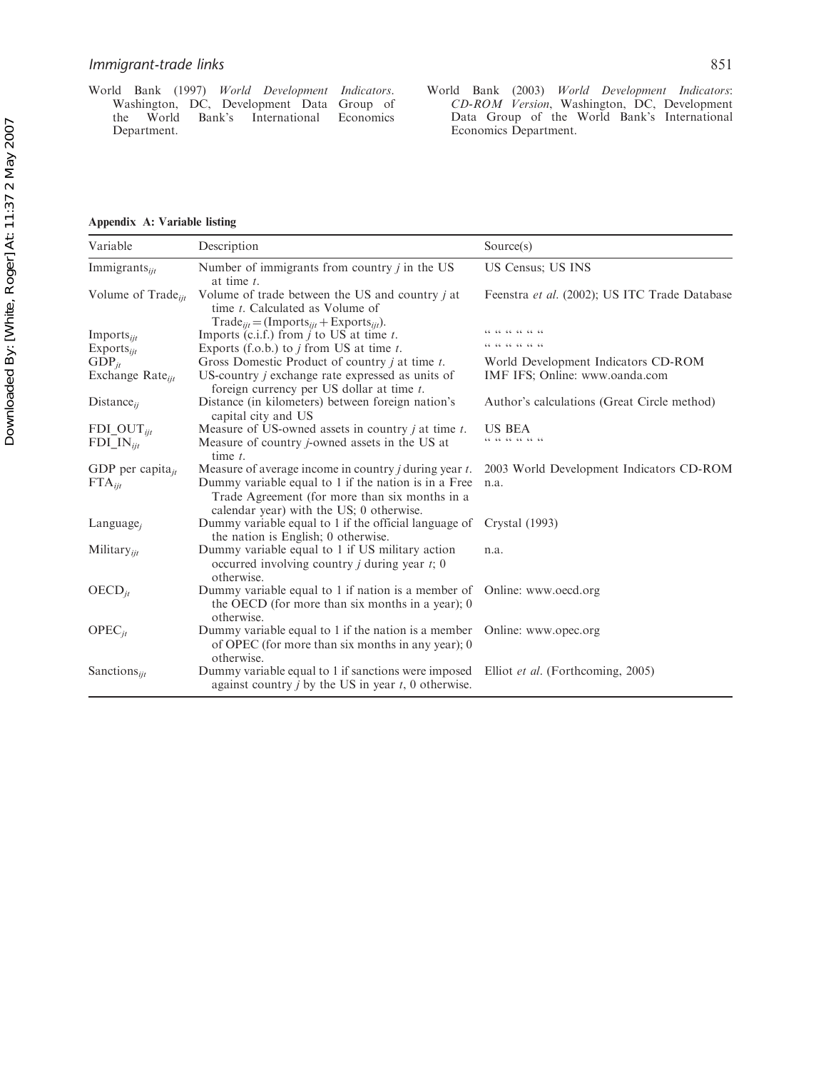World Bank (1997) *World Development Indicators*. Washington, DC, Development Data Group of the World Bank's International Economics Department.

World Bank (2003) *World Development Indicators: CD-ROM Version*, Washington, DC, Development Data Group of the World Bank's International Economics Department.

**Appendix A: Variable listing**

| Variable | Description | Source(s) |
|---|---|---|
| $\text{Immigrants}_{ijt}$ | Number of immigrants from country $j$ in the US at time $t$. | US Census; US INS |
| $\text{Volume of Trade}_{ijt}$ | Volume of trade between the US and country $j$ at time $t$. Calculated as Volume of $\text{Trade}_{ijt} = (\text{Imports}_{ijt} + \text{Exports}_{ijt})$. | Feenstra *et al.* (2002); US ITC Trade Database |
| $\text{Imports}_{ijt}$ | Imports (c.i.f.) from $j$ to US at time $t$. | " " " " " " |
| $\text{Exports}_{ijt}$ | Exports (f.o.b.) to $j$ from US at time $t$. | " " " " " " |
| $\text{GDP}_{jt}$ | Gross Domestic Product of country $j$ at time $t$. | World Development Indicators CD-ROM |
| $\text{Exchange Rate}_{ijt}$ | US-country $j$ exchange rate expressed as units of foreign currency per US dollar at time $t$. | IMF IFS; Online: www.oanda.com |
| $\text{Distance}_{ij}$ | Distance (in kilometers) between foreign nation's capital city and US | Author's calculations (Great Circle method) |
| $\text{FDI\_OUT}_{ijt}$ | Measure of US-owned assets in country $j$ at time $t$. | US BEA |
| $\text{FDI\_IN}_{ijt}$ | Measure of country $j$-owned assets in the US at time $t$. | " " " " " " |
| $\text{GDP per capita}_{jt}$ | Measure of average income in country $j$ during year $t$. | 2003 World Development Indicators CD-ROM |
| $\text{FTA}_{ijt}$ | Dummy variable equal to 1 if the nation is in a Free Trade Agreement (for more than six months in a calendar year) with the US; 0 otherwise. | n.a. |
| $\text{Language}_{j}$ | Dummy variable equal to 1 if the official language of the nation is English; 0 otherwise. | Crystal (1993) |
| $\text{Military}_{ijt}$ | Dummy variable equal to 1 if US military action occurred involving country $j$ during year $t$; 0 otherwise. | n.a. |
| $\text{OECD}_{jt}$ | Dummy variable equal to 1 if nation is a member of the OECD (for more than six months in a year); 0 otherwise. | Online: www.oecd.org |
| $\text{OPEC}_{jt}$ | Dummy variable equal to 1 if the nation is a member of OPEC (for more than six months in any year); 0 otherwise. | Online: www.opec.org |
| $\text{Sanctions}_{ijt}$ | Dummy variable equal to 1 if sanctions were imposed against country $j$ by the US in year $t$, 0 otherwise. | Elliot *et al.* (Forthcoming, 2005) |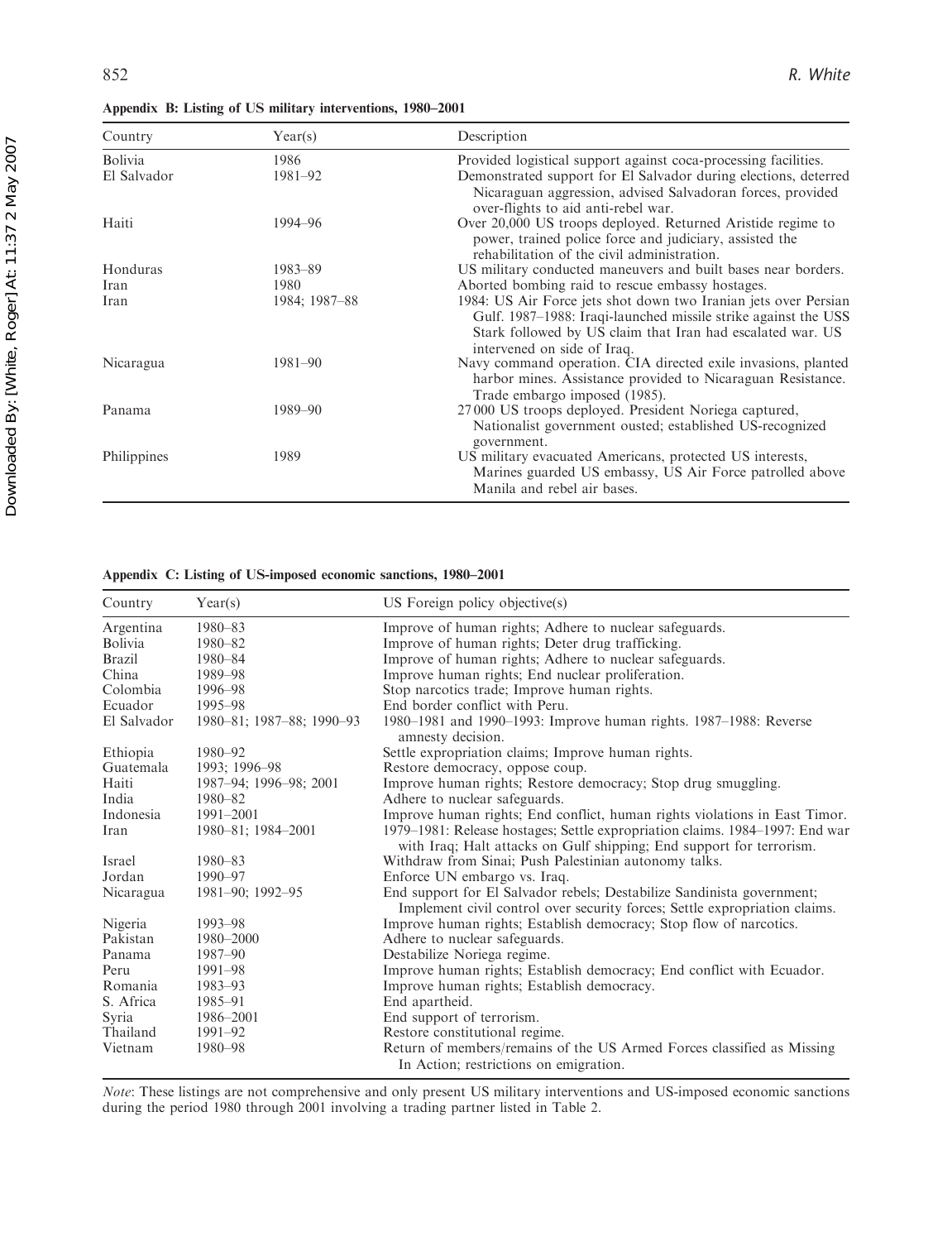**Appendix B: Listing of US military interventions, 1980–2001**

| Country | Year(s) | Description |
|---|---|---|
| Bolivia | 1986 | Provided logistical support against coca-processing facilities. |
| El Salvador | 1981–92 | Demonstrated support for El Salvador during elections, deterred Nicaraguan aggression, advised Salvadoran forces, provided over-flights to aid anti-rebel war. |
| Haiti | 1994–96 | Over 20,000 US troops deployed. Returned Aristide regime to power, trained police force and judiciary, assisted the rehabilitation of the civil administration. |
| Honduras | 1983–89 | US military conducted maneuvers and built bases near borders. |
| Iran | 1980 | Aborted bombing raid to rescue embassy hostages. |
| Iran | 1984; 1987–88 | 1984: US Air Force jets shot down two Iranian jets over Persian Gulf. 1987–1988: Iraqi-launched missile strike against the USS Stark followed by US claim that Iran had escalated war. US intervened on side of Iraq. |
| Nicaragua | 1981–90 | Navy command operation. CIA directed exile invasions, planted harbor mines. Assistance provided to Nicaraguan Resistance. Trade embargo imposed (1985). |
| Panama | 1989–90 | 27 000 US troops deployed. President Noriega captured, Nationalist government ousted; established US-recognized government. |
| Philippines | 1989 | US military evacuated Americans, protected US interests, Marines guarded US embassy, US Air Force patrolled above Manila and rebel air bases. |

**Appendix C: Listing of US-imposed economic sanctions, 1980–2001**

| Country | Year(s) | US Foreign policy objective(s) |
|---|---|---|
| Argentina | 1980–83 | Improve of human rights; Adhere to nuclear safeguards. |
| Bolivia | 1980–82 | Improve of human rights; Deter drug trafficking. |
| Brazil | 1980–84 | Improve of human rights; Adhere to nuclear safeguards. |
| China | 1989–98 | Improve human rights; End nuclear proliferation. |
| Colombia | 1996–98 | Stop narcotics trade; Improve human rights. |
| Ecuador | 1995–98 | End border conflict with Peru. |
| El Salvador | 1980–81; 1987–88; 1990–93 | 1980–1981 and 1990–1993: Improve human rights. 1987–1988: Reverse amnesty decision. |
| Ethiopia | 1980–92 | Settle expropriation claims; Improve human rights. |
| Guatemala | 1993; 1996–98 | Restore democracy, oppose coup. |
| Haiti | 1987–94; 1996–98; 2001 | Improve human rights; Restore democracy; Stop drug smuggling. |
| India | 1980–82 | Adhere to nuclear safeguards. |
| Indonesia | 1991–2001 | Improve human rights; End conflict, human rights violations in East Timor. |
| Iran | 1980–81; 1984–2001 | 1979–1981: Release hostages; Settle expropriation claims. 1984–1997: End war with Iraq; Halt attacks on Gulf shipping; End support for terrorism. |
| Israel | 1980–83 | Withdraw from Sinai; Push Palestinian autonomy talks. |
| Jordan | 1990–97 | Enforce UN embargo vs. Iraq. |
| Nicaragua | 1981–90; 1992–95 | End support for El Salvador rebels; Destabilize Sandinista government; Implement civil control over security forces; Settle expropriation claims. |
| Nigeria | 1993–98 | Improve human rights; Establish democracy; Stop flow of narcotics. |
| Pakistan | 1980–2000 | Adhere to nuclear safeguards. |
| Panama | 1987–90 | Destabilize Noriega regime. |
| Peru | 1991–98 | Improve human rights; Establish democracy; End conflict with Ecuador. |
| Romania | 1983–93 | Improve human rights; Establish democracy. |
| S. Africa | 1985–91 | End apartheid. |
| Syria | 1986–2001 | End support of terrorism. |
| Thailand | 1991–92 | Restore constitutional regime. |
| Vietnam | 1980–98 | Return of members/remains of the US Armed Forces classified as Missing In Action; restrictions on emigration. |

*Note*: These listings are not comprehensive and only present US military interventions and US-imposed economic sanctions during the period 1980 through 2001 involving a trading partner listed in Table 2.